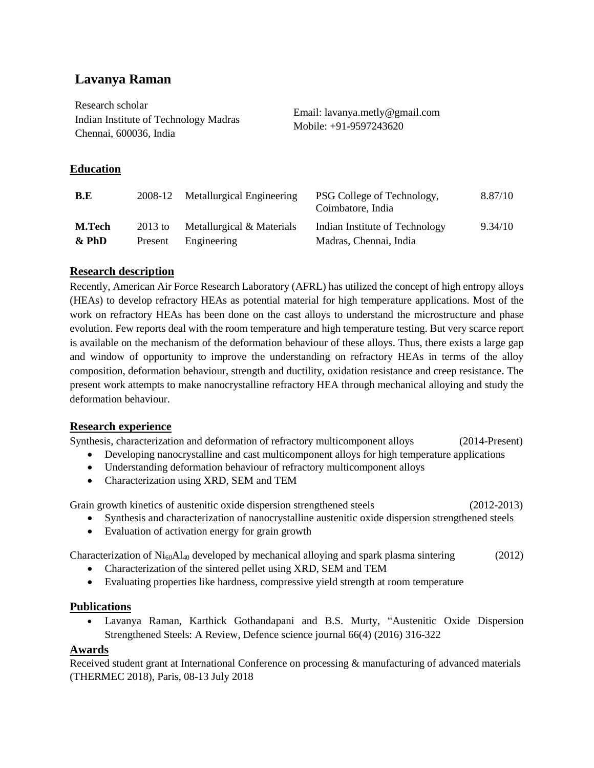# Lavanya Raman

Research scholar
Indian Institute of Technology Madras
Chennai, 600036, India

Email: lavanya.metly@gmail.com
Mobile: +91-9597243620

## Education

| | | | | |
|---|---|---|---|---|
| **B.E** | 2008-12 | Metallurgical Engineering | PSG College of Technology, Coimbatore, India | 8.87/10 |
| **M.Tech & PhD** | 2013 to Present | Metallurgical & Materials Engineering | Indian Institute of Technology Madras, Chennai, India | 9.34/10 |

## Research description

Recently, American Air Force Research Laboratory (AFRL) has utilized the concept of high entropy alloys (HEAs) to develop refractory HEAs as potential material for high temperature applications. Most of the work on refractory HEAs has been done on the cast alloys to understand the microstructure and phase evolution. Few reports deal with the room temperature and high temperature testing. But very scarce report is available on the mechanism of the deformation behaviour of these alloys. Thus, there exists a large gap and window of opportunity to improve the understanding on refractory HEAs in terms of the alloy composition, deformation behaviour, strength and ductility, oxidation resistance and creep resistance. The present work attempts to make nanocrystalline refractory HEA through mechanical alloying and study the deformation behaviour.

## Research experience

Synthesis, characterization and deformation of refractory multicomponent alloys (2014-Present)

- Developing nanocrystalline and cast multicomponent alloys for high temperature applications
- Understanding deformation behaviour of refractory multicomponent alloys
- Characterization using XRD, SEM and TEM

Grain growth kinetics of austenitic oxide dispersion strengthened steels (2012-2013)

- Synthesis and characterization of nanocrystalline austenitic oxide dispersion strengthened steels
- Evaluation of activation energy for grain growth

Characterization of $Ni_{60}Al_{40}$ developed by mechanical alloying and spark plasma sintering (2012)

- Characterization of the sintered pellet using XRD, SEM and TEM
- Evaluating properties like hardness, compressive yield strength at room temperature

## Publications

- Lavanya Raman, Karthick Gothandapani and B.S. Murty, "Austenitic Oxide Dispersion Strengthened Steels: A Review, Defence science journal 66(4) (2016) 316-322

## Awards

Received student grant at International Conference on processing & manufacturing of advanced materials (THERMEC 2018), Paris, 08-13 July 2018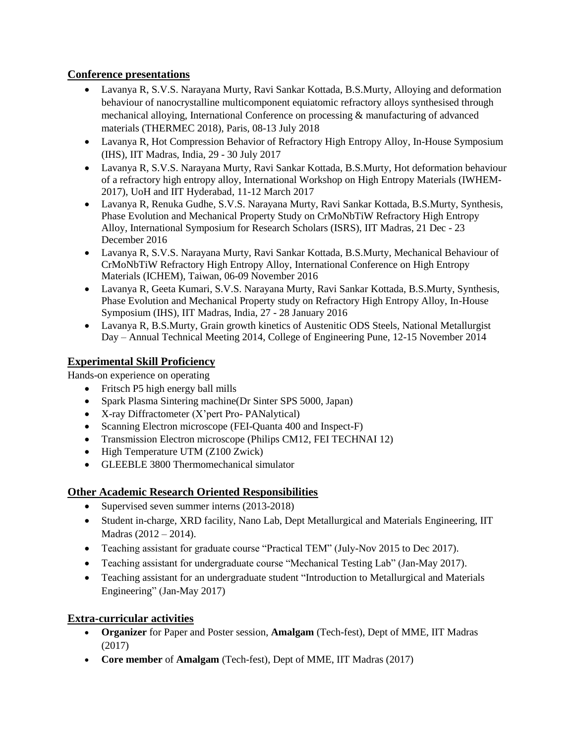## Conference presentations

- Lavanya R, S.V.S. Narayana Murty, Ravi Sankar Kottada, B.S.Murty, Alloying and deformation behaviour of nanocrystalline multicomponent equiatomic refractory alloys synthesised through mechanical alloying, International Conference on processing & manufacturing of advanced materials (THERMEC 2018), Paris, 08-13 July 2018
- Lavanya R, Hot Compression Behavior of Refractory High Entropy Alloy, In-House Symposium (IHS), IIT Madras, India, 29 - 30 July 2017
- Lavanya R, S.V.S. Narayana Murty, Ravi Sankar Kottada, B.S.Murty, Hot deformation behaviour of a refractory high entropy alloy, International Workshop on High Entropy Materials (IWHEM-2017), UoH and IIT Hyderabad, 11-12 March 2017
- Lavanya R, Renuka Gudhe, S.V.S. Narayana Murty, Ravi Sankar Kottada, B.S.Murty, Synthesis, Phase Evolution and Mechanical Property Study on CrMoNbTiW Refractory High Entropy Alloy, International Symposium for Research Scholars (ISRS), IIT Madras, 21 Dec - 23 December 2016
- Lavanya R, S.V.S. Narayana Murty, Ravi Sankar Kottada, B.S.Murty, Mechanical Behaviour of CrMoNbTiW Refractory High Entropy Alloy, International Conference on High Entropy Materials (ICHEM), Taiwan, 06-09 November 2016
- Lavanya R, Geeta Kumari, S.V.S. Narayana Murty, Ravi Sankar Kottada, B.S.Murty, Synthesis, Phase Evolution and Mechanical Property study on Refractory High Entropy Alloy, In-House Symposium (IHS), IIT Madras, India, 27 - 28 January 2016
- Lavanya R, B.S.Murty, Grain growth kinetics of Austenitic ODS Steels, National Metallurgist Day – Annual Technical Meeting 2014, College of Engineering Pune, 12-15 November 2014

## Experimental Skill Proficiency

Hands-on experience on operating

- Fritsch P5 high energy ball mills
- Spark Plasma Sintering machine(Dr Sinter SPS 5000, Japan)
- X-ray Diffractometer (X'pert Pro- PANalytical)
- Scanning Electron microscope (FEI-Quanta 400 and Inspect-F)
- Transmission Electron microscope (Philips CM12, FEI TECHNAI 12)
- High Temperature UTM (Z100 Zwick)
- GLEEBLE 3800 Thermomechanical simulator

## Other Academic Research Oriented Responsibilities

- Supervised seven summer interns (2013-2018)
- Student in-charge, XRD facility, Nano Lab, Dept Metallurgical and Materials Engineering, IIT Madras (2012 – 2014).
- Teaching assistant for graduate course "Practical TEM" (July-Nov 2015 to Dec 2017).
- Teaching assistant for undergraduate course "Mechanical Testing Lab" (Jan-May 2017).
- Teaching assistant for an undergraduate student "Introduction to Metallurgical and Materials Engineering" (Jan-May 2017)

## Extra-curricular activities

- **Organizer** for Paper and Poster session, **Amalgam** (Tech-fest), Dept of MME, IIT Madras (2017)
- **Core member** of **Amalgam** (Tech-fest), Dept of MME, IIT Madras (2017)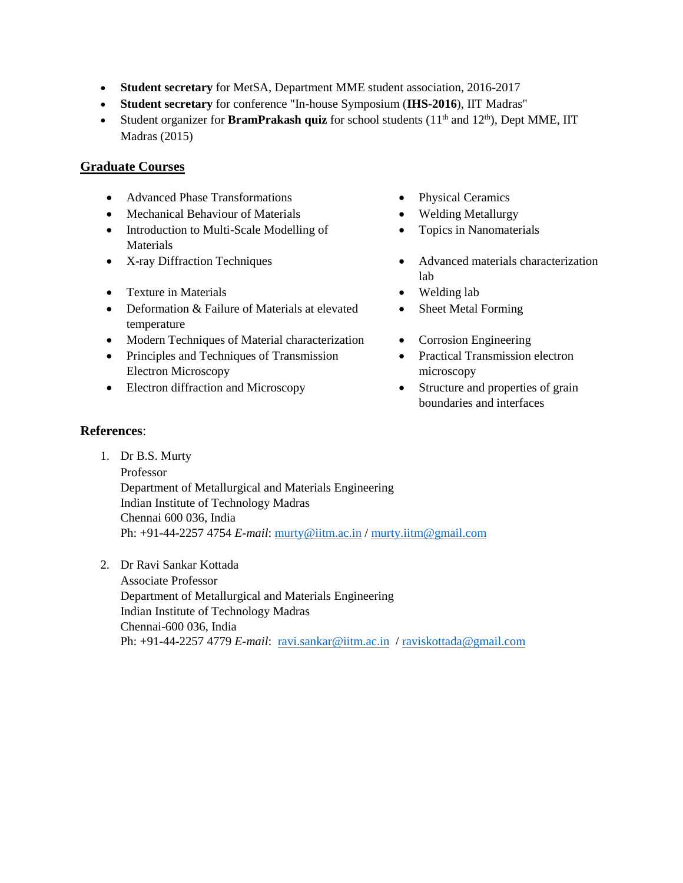- **Student secretary** for MetSA, Department MME student association, 2016-2017
- **Student secretary** for conference "In-house Symposium (**IHS-2016**), IIT Madras"
- Student organizer for **BramPrakash quiz** for school students (11th and 12th), Dept MME, IIT Madras (2015)

## Graduate Courses

- Advanced Phase Transformations
- Mechanical Behaviour of Materials
- Introduction to Multi-Scale Modelling of Materials
- X-ray Diffraction Techniques
- Texture in Materials
- Deformation & Failure of Materials at elevated temperature
- Modern Techniques of Material characterization
- Principles and Techniques of Transmission Electron Microscopy
- Electron diffraction and Microscopy
- Physical Ceramics
- Welding Metallurgy
- Topics in Nanomaterials
- Advanced materials characterization lab
- Welding lab
- Sheet Metal Forming
- Corrosion Engineering
- Practical Transmission electron microscopy
- Structure and properties of grain boundaries and interfaces

**References**:

1. Dr B.S. Murty
   Professor
   Department of Metallurgical and Materials Engineering
   Indian Institute of Technology Madras
   Chennai 600 036, India
   Ph: +91-44-2257 4754 *E-mail*: murty@iitm.ac.in / murty.iitm@gmail.com

2. Dr Ravi Sankar Kottada
   Associate Professor
   Department of Metallurgical and Materials Engineering
   Indian Institute of Technology Madras
   Chennai-600 036, India
   Ph: +91-44-2257 4779 *E-mail*: ravi.sankar@iitm.ac.in / raviskottada@gmail.com